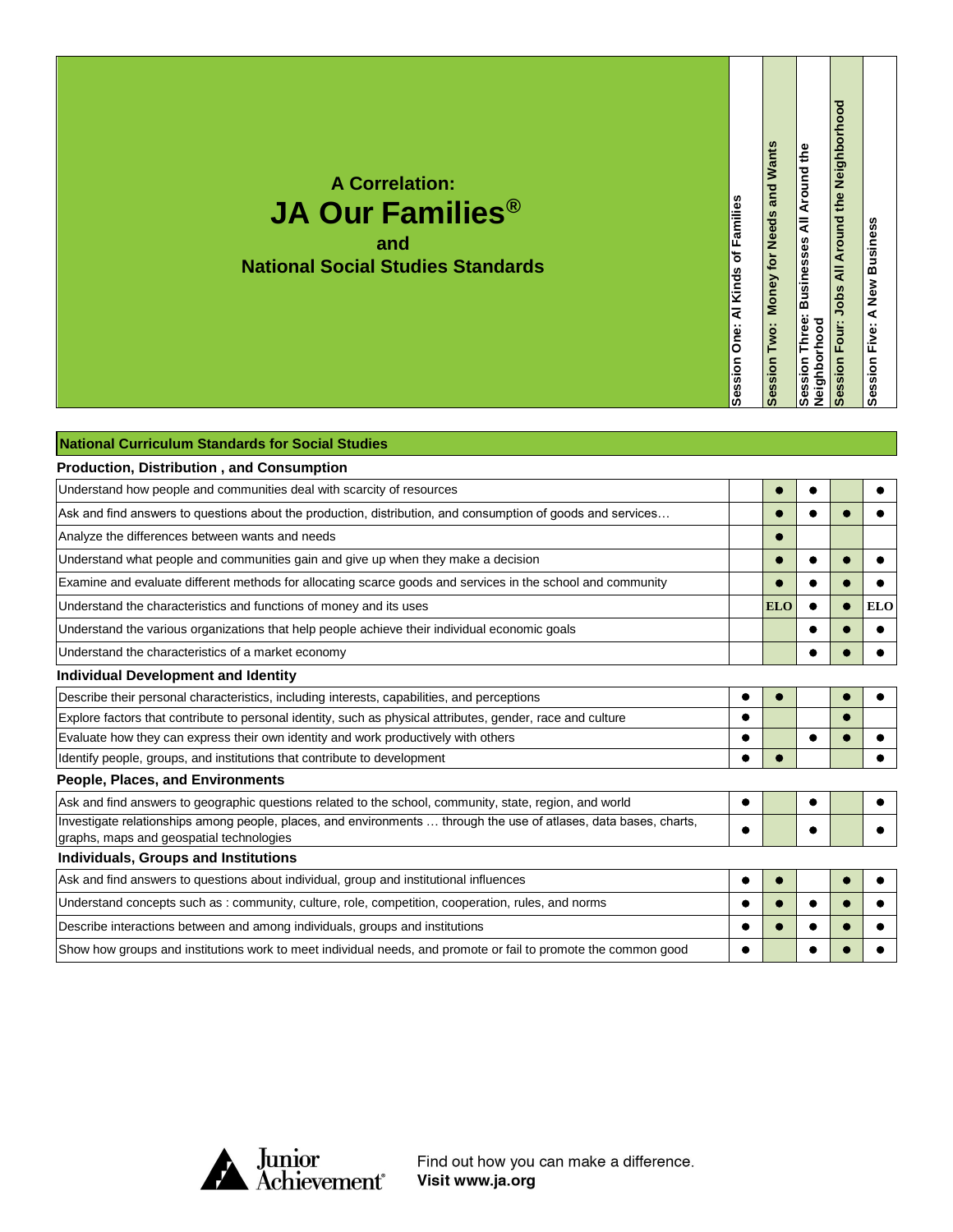# A Correlation:
# JA Our Families®
## and
## National Social Studies Standards

| National Curriculum Standards for Social Studies | Session One: Al Kinds of Families | Session Two: Money for Needs and Wants | Session Three: Businesses All Around the Neighborhood | Session Four: Jobs All Around the Neighborhood | Session Five: A New Business |
|---|---|---|---|---|---|
| **Production, Distribution , and Consumption** | | | | | |
| Understand how people and communities deal with scarcity of resources | | ● | ● | | ● |
| Ask and find answers to questions about the production, distribution, and consumption of goods and services… | | ● | ● | ● | ● |
| Analyze the differences between wants and needs | | ● | | | |
| Understand what people and communities gain and give up when they make a decision | | ● | ● | ● | ● |
| Examine and evaluate different methods for allocating scarce goods and services in the school and community | | ● | ● | ● | ● |
| Understand the characteristics and functions of money and its uses | | ELO | ● | ● | ELO |
| Understand the various organizations that help people achieve their individual economic goals | | | ● | ● | ● |
| Understand the characteristics of a market economy | | | ● | ● | ● |
| **Individual Development and Identity** | | | | | |
| Describe their personal characteristics, including interests, capabilities, and perceptions | ● | ● | | ● | ● |
| Explore factors that contribute to personal identity, such as physical attributes, gender, race and culture | ● | | | ● | |
| Evaluate how they can express their own identity and work productively with others | ● | | ● | ● | ● |
| Identify people, groups, and institutions that contribute to development | ● | ● | | | ● |
| **People, Places, and Environments** | | | | | |
| Ask and find answers to geographic questions related to the school, community, state, region, and world | ● | | ● | | ● |
| Investigate relationships among people, places, and environments … through the use of atlases, data bases, charts, graphs, maps and geospatial technologies | ● | | ● | | ● |
| **Individuals, Groups and Institutions** | | | | | |
| Ask and find answers to questions about individual, group and institutional influences | ● | ● | | ● | ● |
| Understand concepts such as : community, culture, role, competition, cooperation, rules, and norms | ● | ● | ● | ● | ● |
| Describe interactions between and among individuals, groups and institutions | ● | ● | ● | ● | ● |
| Show how groups and institutions work to meet individual needs, and promote or fail to promote the common good | ● | | ● | ● | ● |

Junior Achievement®

Find out how you can make a difference.
**Visit www.ja.org**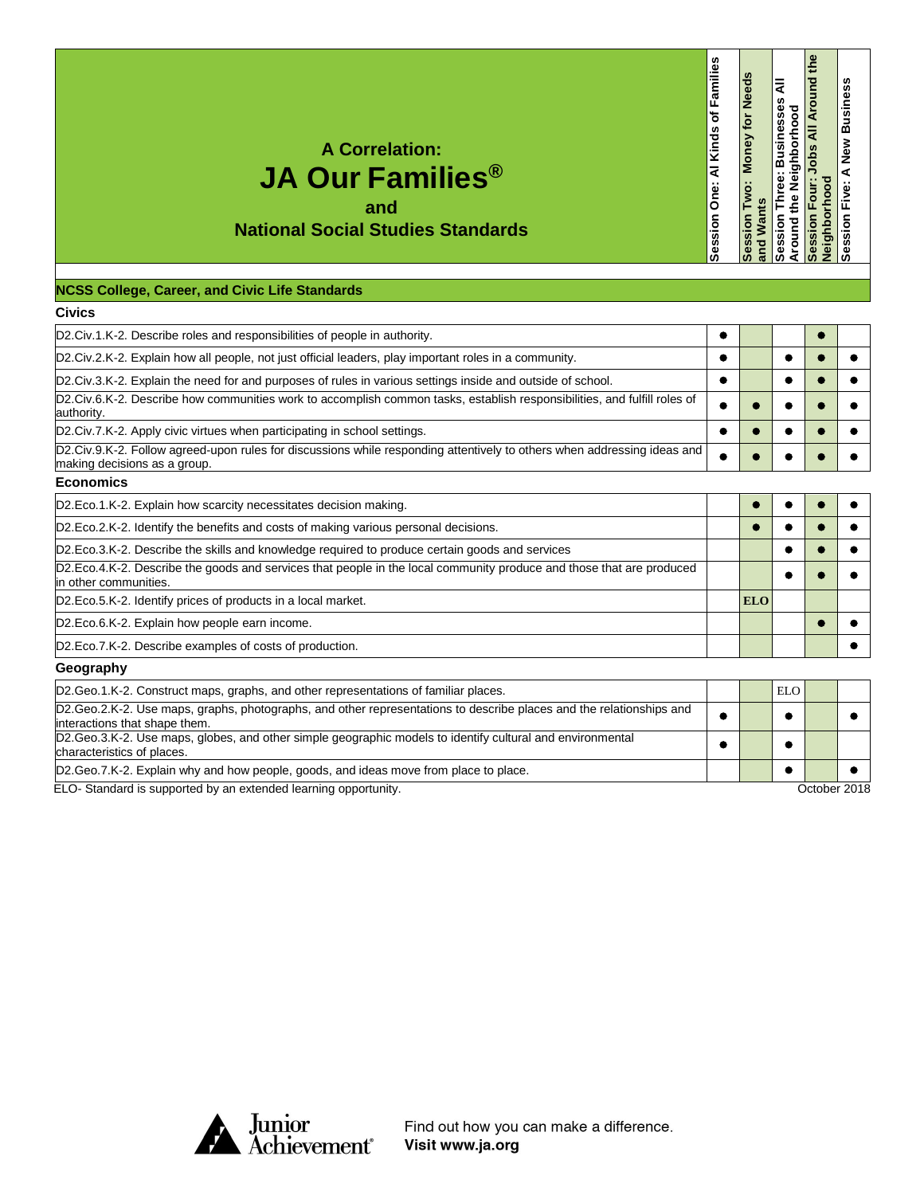| A Correlation: **JA Our Families®** and National Social Studies Standards | Session One: Al Kinds of Families | Session Two: Money for Needs and Wants | Session Three: Businesses All Around the Neighborhood | Session Four: Jobs All Around the Neighborhood | Session Five: A New Business |
|---|---|---|---|---|---|
| **NCSS College, Career, and Civic Life Standards** | | | | | |
| **Civics** | | | | | |
| D2.Civ.1.K-2. Describe roles and responsibilities of people in authority. | ● | | | ● | |
| D2.Civ.2.K-2. Explain how all people, not just official leaders, play important roles in a community. | ● | | ● | ● | ● |
| D2.Civ.3.K-2. Explain the need for and purposes of rules in various settings inside and outside of school. | ● | | ● | ● | ● |
| D2.Civ.6.K-2. Describe how communities work to accomplish common tasks, establish responsibilities, and fulfill roles of authority. | ● | ● | ● | ● | ● |
| D2.Civ.7.K-2. Apply civic virtues when participating in school settings. | ● | ● | ● | ● | ● |
| D2.Civ.9.K-2. Follow agreed-upon rules for discussions while responding attentively to others when addressing ideas and making decisions as a group. | ● | ● | ● | ● | ● |
| **Economics** | | | | | |
| D2.Eco.1.K-2. Explain how scarcity necessitates decision making. | | ● | ● | ● | ● |
| D2.Eco.2.K-2. Identify the benefits and costs of making various personal decisions. | | ● | ● | ● | ● |
| D2.Eco.3.K-2. Describe the skills and knowledge required to produce certain goods and services | | | ● | ● | ● |
| D2.Eco.4.K-2. Describe the goods and services that people in the local community produce and those that are produced in other communities. | | | ● | ● | ● |
| D2.Eco.5.K-2. Identify prices of products in a local market. | | ELO | | | |
| D2.Eco.6.K-2. Explain how people earn income. | | | | ● | ● |
| D2.Eco.7.K-2. Describe examples of costs of production. | | | | | ● |
| **Geography** | | | | | |
| D2.Geo.1.K-2. Construct maps, graphs, and other representations of familiar places. | | | ELO | | |
| D2.Geo.2.K-2. Use maps, graphs, photographs, and other representations to describe places and the relationships and interactions that shape them. | ● | | ● | | ● |
| D2.Geo.3.K-2. Use maps, globes, and other simple geographic models to identify cultural and environmental characteristics of places. | ● | | ● | | |
| D2.Geo.7.K-2. Explain why and how people, goods, and ideas move from place to place. | | | ● | | ● |

ELO- Standard is supported by an extended learning opportunity.

October 2018

Junior Achievement®

Find out how you can make a difference.
**Visit www.ja.org**